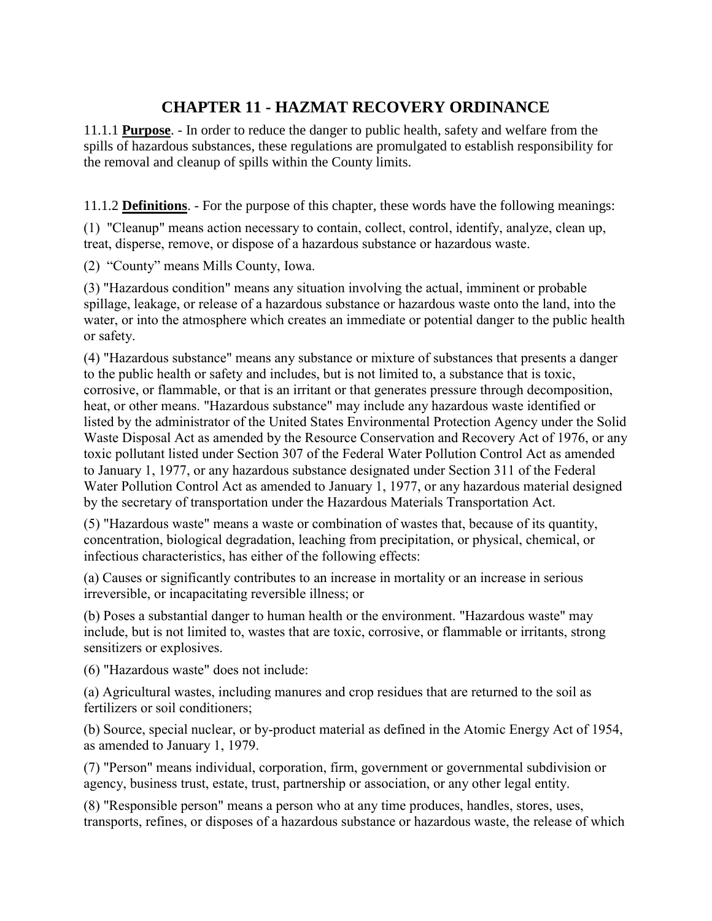# CHAPTER 11 - HAZMAT RECOVERY ORDINANCE

11.1.1 **Purpose**. - In order to reduce the danger to public health, safety and welfare from the spills of hazardous substances, these regulations are promulgated to establish responsibility for the removal and cleanup of spills within the County limits.

11.1.2 **Definitions**. - For the purpose of this chapter, these words have the following meanings:

(1) "Cleanup" means action necessary to contain, collect, control, identify, analyze, clean up, treat, disperse, remove, or dispose of a hazardous substance or hazardous waste.

(2) "County" means Mills County, Iowa.

(3) "Hazardous condition" means any situation involving the actual, imminent or probable spillage, leakage, or release of a hazardous substance or hazardous waste onto the land, into the water, or into the atmosphere which creates an immediate or potential danger to the public health or safety.

(4) "Hazardous substance" means any substance or mixture of substances that presents a danger to the public health or safety and includes, but is not limited to, a substance that is toxic, corrosive, or flammable, or that is an irritant or that generates pressure through decomposition, heat, or other means. "Hazardous substance" may include any hazardous waste identified or listed by the administrator of the United States Environmental Protection Agency under the Solid Waste Disposal Act as amended by the Resource Conservation and Recovery Act of 1976, or any toxic pollutant listed under Section 307 of the Federal Water Pollution Control Act as amended to January 1, 1977, or any hazardous substance designated under Section 311 of the Federal Water Pollution Control Act as amended to January 1, 1977, or any hazardous material designed by the secretary of transportation under the Hazardous Materials Transportation Act.

(5) "Hazardous waste" means a waste or combination of wastes that, because of its quantity, concentration, biological degradation, leaching from precipitation, or physical, chemical, or infectious characteristics, has either of the following effects:

(a) Causes or significantly contributes to an increase in mortality or an increase in serious irreversible, or incapacitating reversible illness; or

(b) Poses a substantial danger to human health or the environment. "Hazardous waste" may include, but is not limited to, wastes that are toxic, corrosive, or flammable or irritants, strong sensitizers or explosives.

(6) "Hazardous waste" does not include:

(a) Agricultural wastes, including manures and crop residues that are returned to the soil as fertilizers or soil conditioners;

(b) Source, special nuclear, or by-product material as defined in the Atomic Energy Act of 1954, as amended to January 1, 1979.

(7) "Person" means individual, corporation, firm, government or governmental subdivision or agency, business trust, estate, trust, partnership or association, or any other legal entity.

(8) "Responsible person" means a person who at any time produces, handles, stores, uses, transports, refines, or disposes of a hazardous substance or hazardous waste, the release of which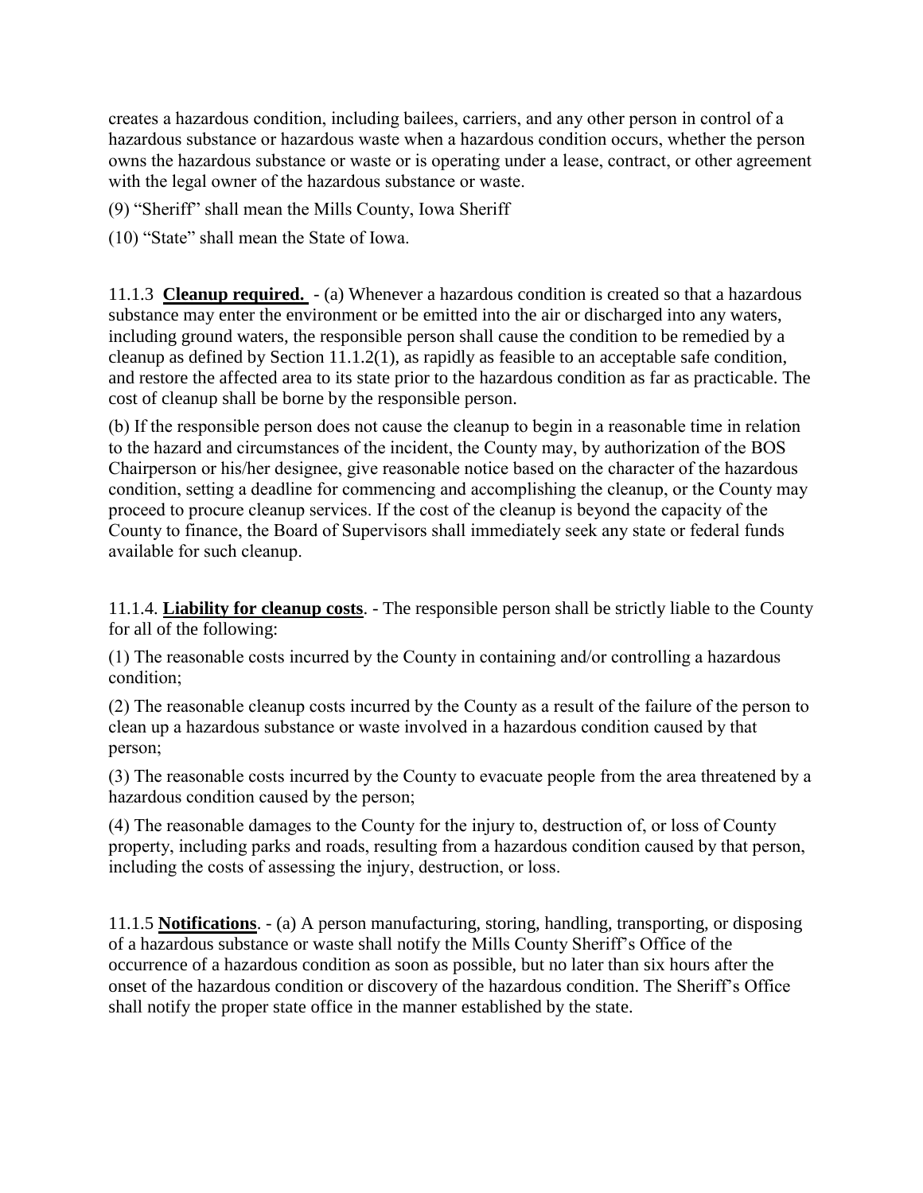creates a hazardous condition, including bailees, carriers, and any other person in control of a hazardous substance or hazardous waste when a hazardous condition occurs, whether the person owns the hazardous substance or waste or is operating under a lease, contract, or other agreement with the legal owner of the hazardous substance or waste.

(9) "Sheriff" shall mean the Mills County, Iowa Sheriff

(10) "State" shall mean the State of Iowa.

11.1.3 **Cleanup required.** - (a) Whenever a hazardous condition is created so that a hazardous substance may enter the environment or be emitted into the air or discharged into any waters, including ground waters, the responsible person shall cause the condition to be remedied by a cleanup as defined by Section 11.1.2(1), as rapidly as feasible to an acceptable safe condition, and restore the affected area to its state prior to the hazardous condition as far as practicable. The cost of cleanup shall be borne by the responsible person.

(b) If the responsible person does not cause the cleanup to begin in a reasonable time in relation to the hazard and circumstances of the incident, the County may, by authorization of the BOS Chairperson or his/her designee, give reasonable notice based on the character of the hazardous condition, setting a deadline for commencing and accomplishing the cleanup, or the County may proceed to procure cleanup services. If the cost of the cleanup is beyond the capacity of the County to finance, the Board of Supervisors shall immediately seek any state or federal funds available for such cleanup.

11.1.4. **Liability for cleanup costs**. - The responsible person shall be strictly liable to the County for all of the following:

(1) The reasonable costs incurred by the County in containing and/or controlling a hazardous condition;

(2) The reasonable cleanup costs incurred by the County as a result of the failure of the person to clean up a hazardous substance or waste involved in a hazardous condition caused by that person;

(3) The reasonable costs incurred by the County to evacuate people from the area threatened by a hazardous condition caused by the person;

(4) The reasonable damages to the County for the injury to, destruction of, or loss of County property, including parks and roads, resulting from a hazardous condition caused by that person, including the costs of assessing the injury, destruction, or loss.

11.1.5 **Notifications**. - (a) A person manufacturing, storing, handling, transporting, or disposing of a hazardous substance or waste shall notify the Mills County Sheriff's Office of the occurrence of a hazardous condition as soon as possible, but no later than six hours after the onset of the hazardous condition or discovery of the hazardous condition. The Sheriff's Office shall notify the proper state office in the manner established by the state.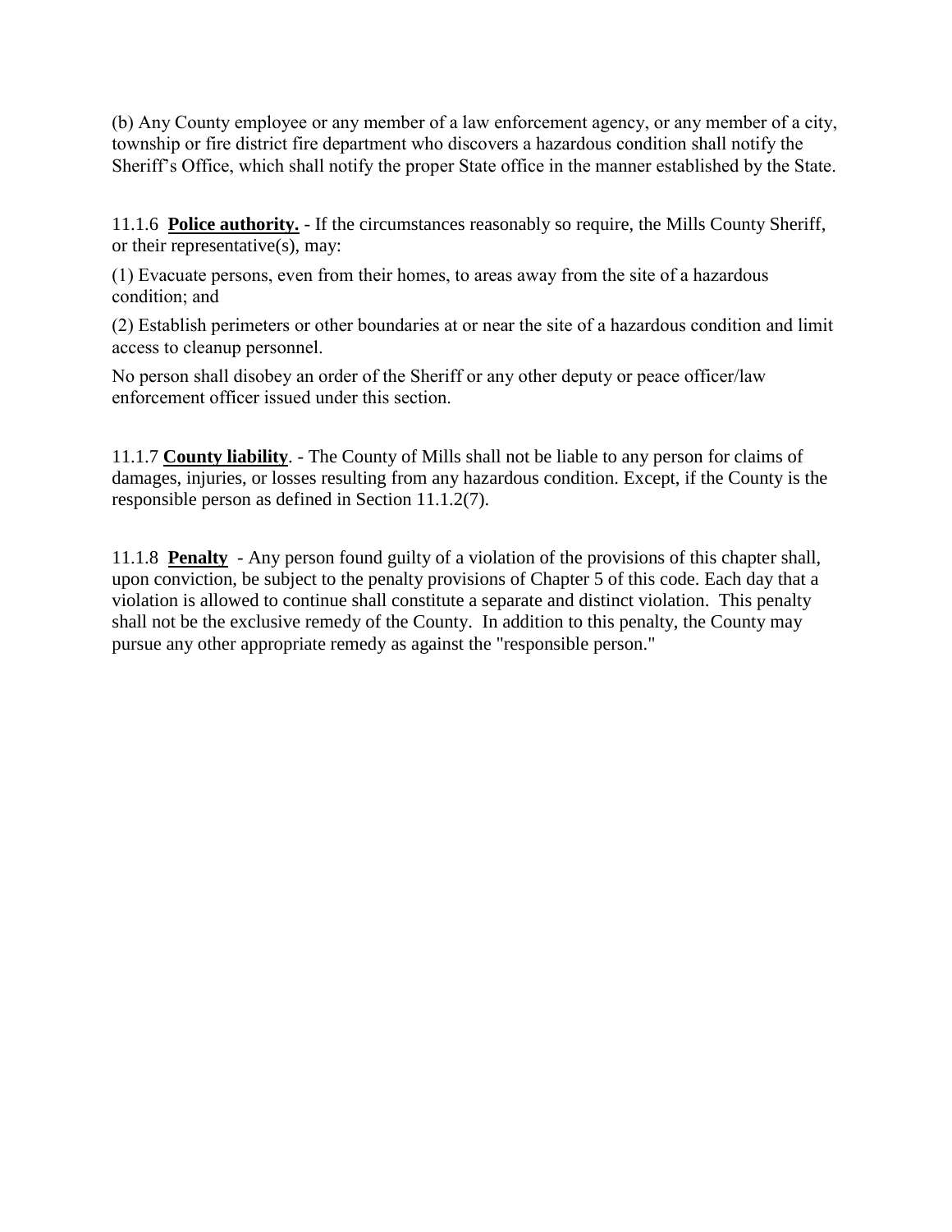(b) Any County employee or any member of a law enforcement agency, or any member of a city, township or fire district fire department who discovers a hazardous condition shall notify the Sheriff's Office, which shall notify the proper State office in the manner established by the State.

11.1.6 **Police authority.** - If the circumstances reasonably so require, the Mills County Sheriff, or their representative(s), may:

(1) Evacuate persons, even from their homes, to areas away from the site of a hazardous condition; and

(2) Establish perimeters or other boundaries at or near the site of a hazardous condition and limit access to cleanup personnel.

No person shall disobey an order of the Sheriff or any other deputy or peace officer/law enforcement officer issued under this section.

11.1.7 **County liability**. - The County of Mills shall not be liable to any person for claims of damages, injuries, or losses resulting from any hazardous condition. Except, if the County is the responsible person as defined in Section 11.1.2(7).

11.1.8 **Penalty** - Any person found guilty of a violation of the provisions of this chapter shall, upon conviction, be subject to the penalty provisions of Chapter 5 of this code. Each day that a violation is allowed to continue shall constitute a separate and distinct violation. This penalty shall not be the exclusive remedy of the County. In addition to this penalty, the County may pursue any other appropriate remedy as against the "responsible person."